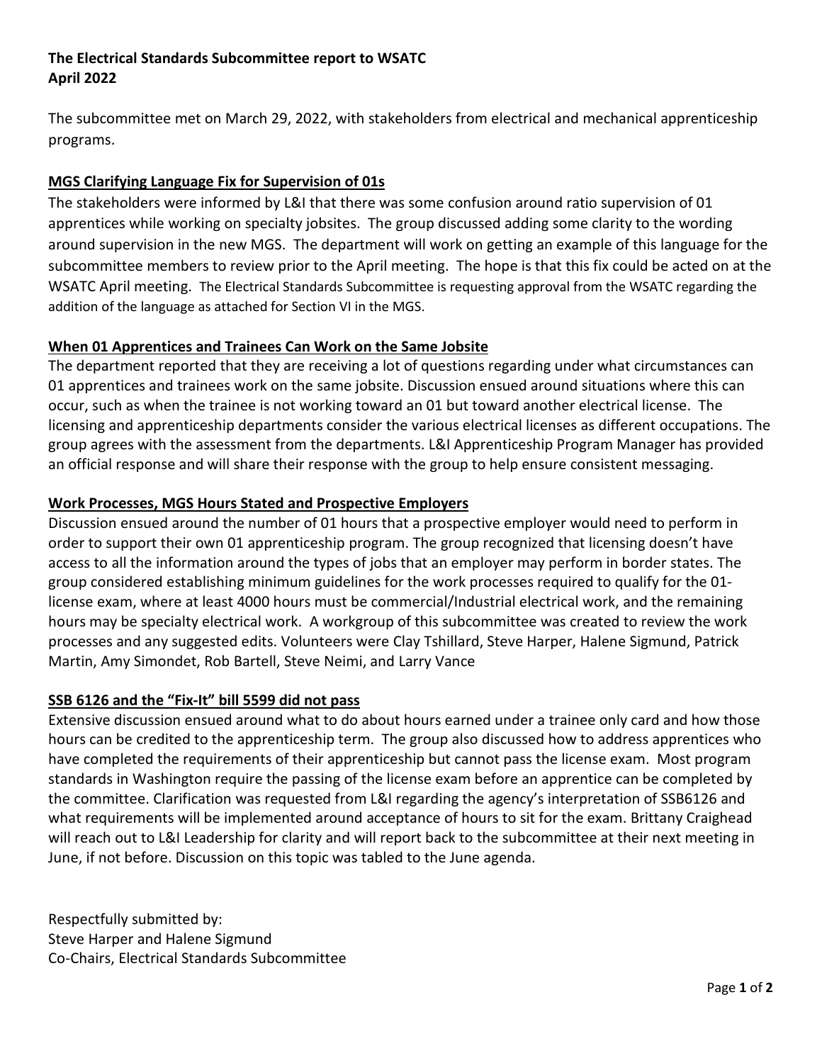**The Electrical Standards Subcommittee report to WSATC**
**April 2022**

The subcommittee met on March 29, 2022, with stakeholders from electrical and mechanical apprenticeship programs.

**MGS Clarifying Language Fix for Supervision of 01s**

The stakeholders were informed by L&I that there was some confusion around ratio supervision of 01 apprentices while working on specialty jobsites. The group discussed adding some clarity to the wording around supervision in the new MGS. The department will work on getting an example of this language for the subcommittee members to review prior to the April meeting. The hope is that this fix could be acted on at the WSATC April meeting. The Electrical Standards Subcommittee is requesting approval from the WSATC regarding the addition of the language as attached for Section VI in the MGS.

**When 01 Apprentices and Trainees Can Work on the Same Jobsite**

The department reported that they are receiving a lot of questions regarding under what circumstances can 01 apprentices and trainees work on the same jobsite. Discussion ensued around situations where this can occur, such as when the trainee is not working toward an 01 but toward another electrical license. The licensing and apprenticeship departments consider the various electrical licenses as different occupations. The group agrees with the assessment from the departments. L&I Apprenticeship Program Manager has provided an official response and will share their response with the group to help ensure consistent messaging.

**Work Processes, MGS Hours Stated and Prospective Employers**

Discussion ensued around the number of 01 hours that a prospective employer would need to perform in order to support their own 01 apprenticeship program. The group recognized that licensing doesn't have access to all the information around the types of jobs that an employer may perform in border states. The group considered establishing minimum guidelines for the work processes required to qualify for the 01-license exam, where at least 4000 hours must be commercial/Industrial electrical work, and the remaining hours may be specialty electrical work. A workgroup of this subcommittee was created to review the work processes and any suggested edits. Volunteers were Clay Tshillard, Steve Harper, Halene Sigmund, Patrick Martin, Amy Simondet, Rob Bartell, Steve Neimi, and Larry Vance

**SSB 6126 and the "Fix-It" bill 5599 did not pass**

Extensive discussion ensued around what to do about hours earned under a trainee only card and how those hours can be credited to the apprenticeship term. The group also discussed how to address apprentices who have completed the requirements of their apprenticeship but cannot pass the license exam. Most program standards in Washington require the passing of the license exam before an apprentice can be completed by the committee. Clarification was requested from L&I regarding the agency's interpretation of SSB6126 and what requirements will be implemented around acceptance of hours to sit for the exam. Brittany Craighead will reach out to L&I Leadership for clarity and will report back to the subcommittee at their next meeting in June, if not before. Discussion on this topic was tabled to the June agenda.

Respectfully submitted by:
Steve Harper and Halene Sigmund
Co-Chairs, Electrical Standards Subcommittee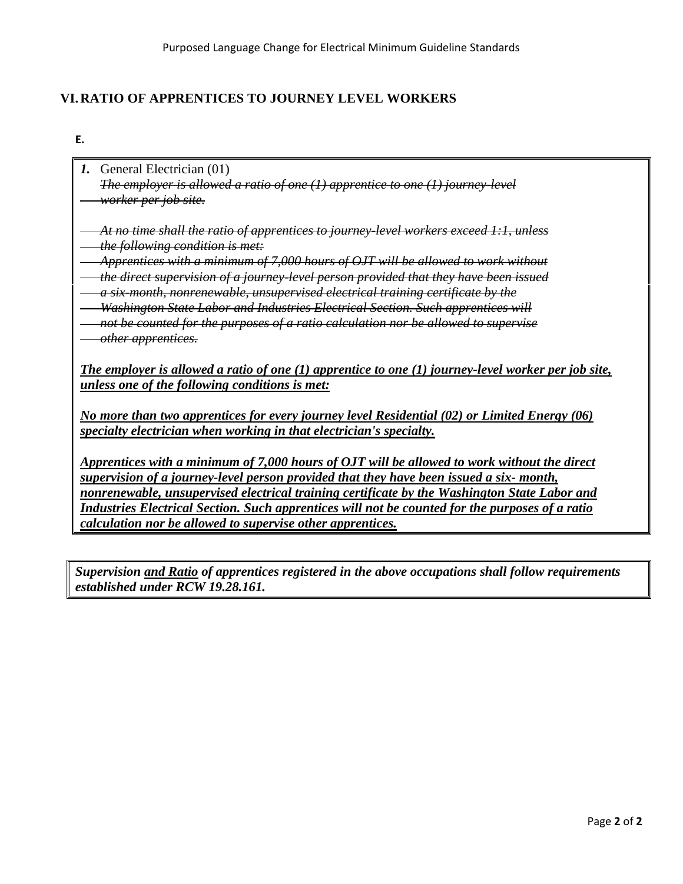## VI. RATIO OF APPRENTICES TO JOURNEY LEVEL WORKERS

**E.**

***1.*** General Electrician (01)

~~*The employer is allowed a ratio of one (1) apprentice to one (1) journey-level worker per job site.*~~

~~*At no time shall the ratio of apprentices to journey-level workers exceed 1:1, unless the following condition is met:*~~
~~*Apprentices with a minimum of 7,000 hours of OJT will be allowed to work without the direct supervision of a journey-level person provided that they have been issued a six-month, nonrenewable, unsupervised electrical training certificate by the Washington State Labor and Industries Electrical Section. Such apprentices will not be counted for the purposes of a ratio calculation nor be allowed to supervise other apprentices.*~~

***<u>The employer is allowed a ratio of one (1) apprentice to one (1) journey-level worker per job site, unless one of the following conditions is met:</u>***

***<u>No more than two apprentices for every journey level Residential (02) or Limited Energy (06) specialty electrician when working in that electrician's specialty.</u>***

***<u>Apprentices with a minimum of 7,000 hours of OJT will be allowed to work without the direct supervision of a journey-level person provided that they have been issued a six- month, nonrenewable, unsupervised electrical training certificate by the Washington State Labor and Industries Electrical Section. Such apprentices will not be counted for the purposes of a ratio calculation nor be allowed to supervise other apprentices.</u>***

***Supervision <u>and Ratio</u> of apprentices registered in the above occupations shall follow requirements established under RCW 19.28.161.***